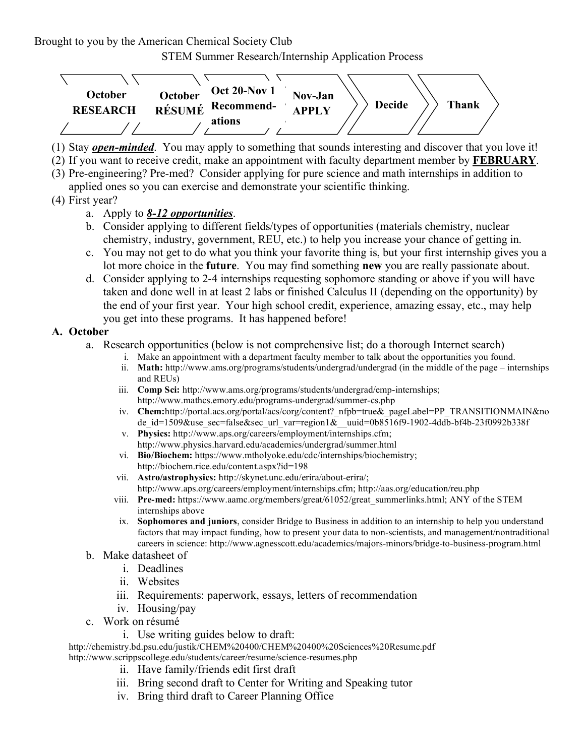Brought to you by the American Chemical Society Club

STEM Summer Research/Internship Application Process

October RESEARCH → October RÉSUMÉ → Oct 20-Nov 1 Recommend-ations → Nov-Jan APPLY → Decide → Thank

(1) Stay ***open-minded***. You may apply to something that sounds interesting and discover that you love it!
(2) If you want to receive credit, make an appointment with faculty department member by **FEBRUARY**.
(3) Pre-engineering? Pre-med? Consider applying for pure science and math internships in addition to applied ones so you can exercise and demonstrate your scientific thinking.
(4) First year?
    a. Apply to ***8-12 opportunities***.
    b. Consider applying to different fields/types of opportunities (materials chemistry, nuclear chemistry, industry, government, REU, etc.) to help you increase your chance of getting in.
    c. You may not get to do what you think your favorite thing is, but your first internship gives you a lot more choice in the **future**. You may find something **new** you are really passionate about.
    d. Consider applying to 2-4 internships requesting sophomore standing or above if you will have taken and done well in at least 2 labs or finished Calculus II (depending on the opportunity) by the end of your first year. Your high school credit, experience, amazing essay, etc., may help you get into these programs. It has happened before!

**A. October**

a. Research opportunities (below is not comprehensive list; do a thorough Internet search)
    i. Make an appointment with a department faculty member to talk about the opportunities you found.
    ii. **Math:** http://www.ams.org/programs/students/undergrad/undergrad (in the middle of the page – internships and REUs)
    iii. **Comp Sci:** http://www.ams.org/programs/students/undergrad/emp-internships; http://www.mathcs.emory.edu/programs-undergrad/summer-cs.php
    iv. **Chem:**http://portal.acs.org/portal/acs/corg/content?_nfpb=true&_pageLabel=PP_TRANSITIONMAIN&node_id=1509&use_sec=false&sec_url_var=region1&__uuid=0b8516f9-1902-4ddb-bf4b-23f0992b338f
    v. **Physics:** http://www.aps.org/careers/employment/internships.cfm; http://www.physics.harvard.edu/academics/undergrad/summer.html
    vi. **Bio/Biochem:** https://www.mtholyoke.edu/cdc/internships/biochemistry; http://biochem.rice.edu/content.aspx?id=198
    vii. **Astro/astrophysics:** http://skynet.unc.edu/erira/about-erira/; http://www.aps.org/careers/employment/internships.cfm; http://aas.org/education/reu.php
    viii. **Pre-med:** https://www.aamc.org/members/great/61052/great_summerlinks.html; ANY of the STEM internships above
    ix. **Sophomores and juniors**, consider Bridge to Business in addition to an internship to help you understand factors that may impact funding, how to present your data to non-scientists, and management/nontraditional careers in science: http://www.agnesscott.edu/academics/majors-minors/bridge-to-business-program.html

b. Make datasheet of
    i. Deadlines
    ii. Websites
    iii. Requirements: paperwork, essays, letters of recommendation
    iv. Housing/pay

c. Work on résumé
    i. Use writing guides below to draft:
http://chemistry.bd.psu.edu/justik/CHEM%20400/CHEM%20400%20Sciences%20Resume.pdf
http://www.scrippscollege.edu/students/career/resume/science-resumes.php
    ii. Have family/friends edit first draft
    iii. Bring second draft to Center for Writing and Speaking tutor
    iv. Bring third draft to Career Planning Office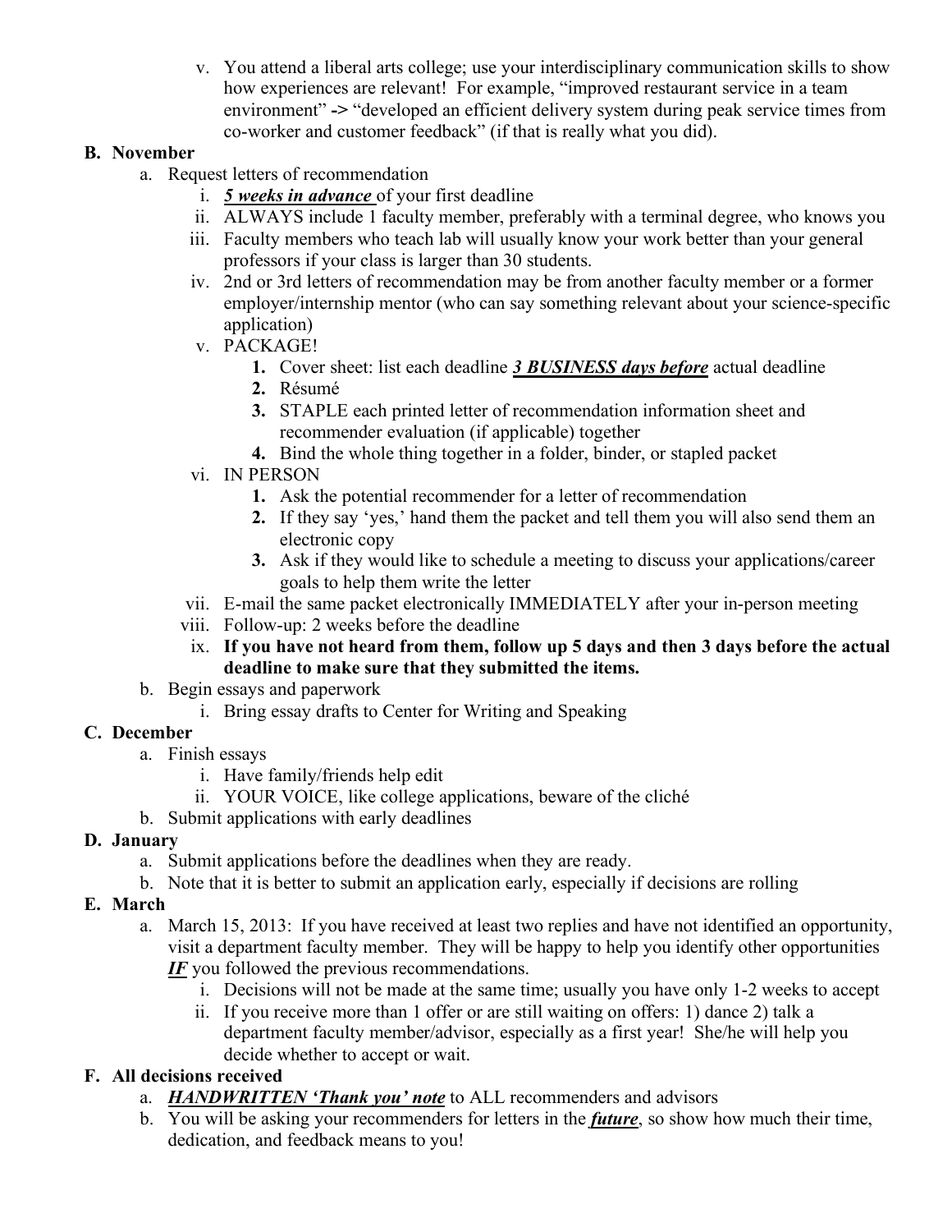v. You attend a liberal arts college; use your interdisciplinary communication skills to show how experiences are relevant! For example, "improved restaurant service in a team environment" -> "developed an efficient delivery system during peak service times from co-worker and customer feedback" (if that is really what you did).

**B. November**

a. Request letters of recommendation

i. ***5 weeks in advance*** of your first deadline

ii. ALWAYS include 1 faculty member, preferably with a terminal degree, who knows you

iii. Faculty members who teach lab will usually know your work better than your general professors if your class is larger than 30 students.

iv. 2nd or 3rd letters of recommendation may be from another faculty member or a former employer/internship mentor (who can say something relevant about your science-specific application)

v. PACKAGE!

1. Cover sheet: list each deadline ***3 BUSINESS days before*** actual deadline
2. Résumé
3. STAPLE each printed letter of recommendation information sheet and recommender evaluation (if applicable) together
4. Bind the whole thing together in a folder, binder, or stapled packet

vi. IN PERSON

1. Ask the potential recommender for a letter of recommendation
2. If they say 'yes,' hand them the packet and tell them you will also send them an electronic copy
3. Ask if they would like to schedule a meeting to discuss your applications/career goals to help them write the letter

vii. E-mail the same packet electronically IMMEDIATELY after your in-person meeting

viii. Follow-up: 2 weeks before the deadline

ix. **If you have not heard from them, follow up 5 days and then 3 days before the actual deadline to make sure that they submitted the items.**

b. Begin essays and paperwork

i. Bring essay drafts to Center for Writing and Speaking

**C. December**

a. Finish essays

i. Have family/friends help edit

ii. YOUR VOICE, like college applications, beware of the cliché

b. Submit applications with early deadlines

**D. January**

a. Submit applications before the deadlines when they are ready.

b. Note that it is better to submit an application early, especially if decisions are rolling

**E. March**

a. March 15, 2013: If you have received at least two replies and have not identified an opportunity, visit a department faculty member. They will be happy to help you identify other opportunities ***IF*** you followed the previous recommendations.

i. Decisions will not be made at the same time; usually you have only 1-2 weeks to accept

ii. If you receive more than 1 offer or are still waiting on offers: 1) dance 2) talk a department faculty member/advisor, especially as a first year! She/he will help you decide whether to accept or wait.

**F. All decisions received**

a. ***HANDWRITTEN 'Thank you' note*** to ALL recommenders and advisors

b. You will be asking your recommenders for letters in the ***future***, so show how much their time, dedication, and feedback means to you!